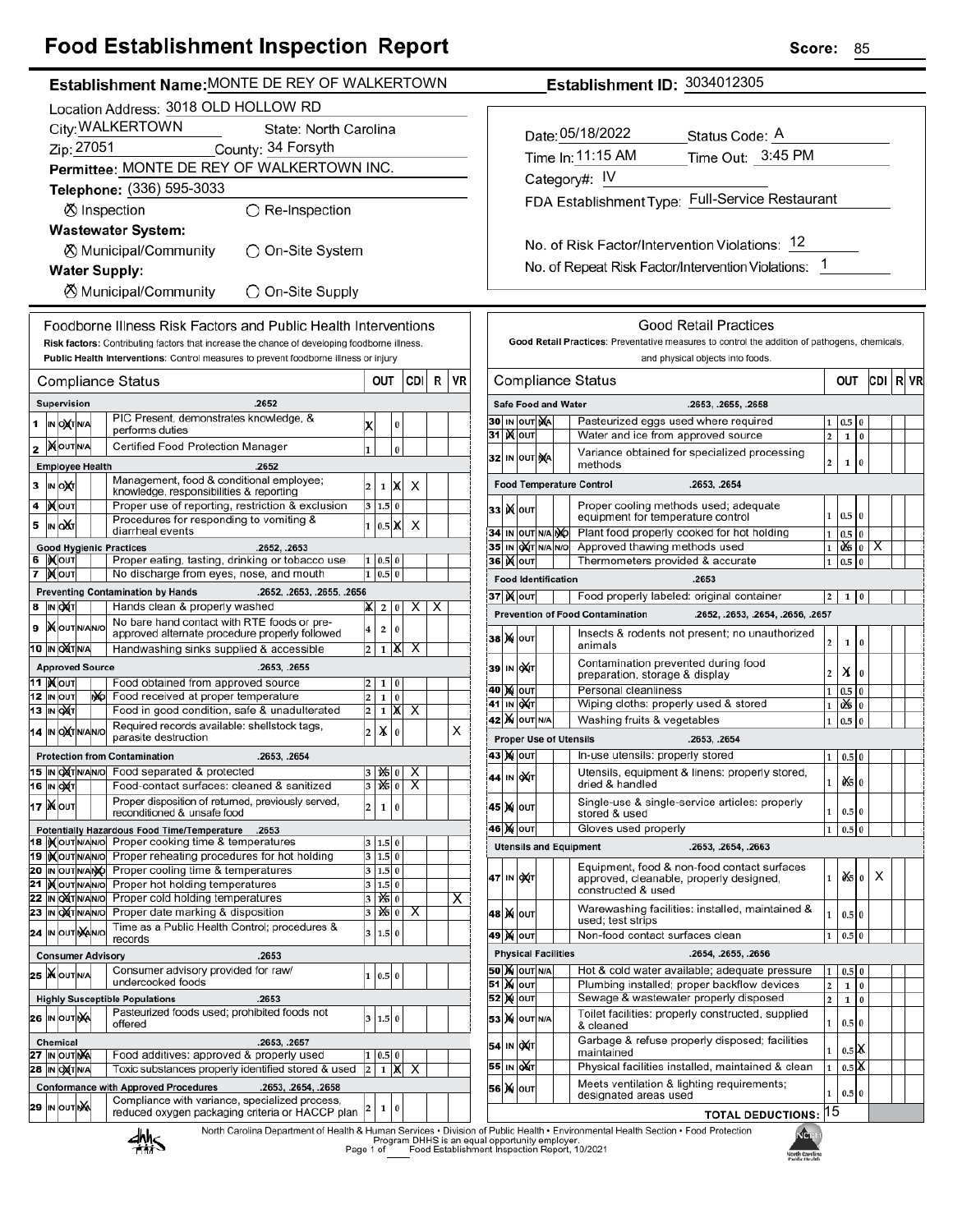# Food Establishment Inspection Report

**Score:** 85

**Establishment Name:** MONTE DE REY OF WALKERTOWN

**Establishment ID:** 3034012305

Location Address: 3018 OLD HOLLOW RD

City: WALKERTOWN State: North Carolina

Zip: 27051 County: 34 Forsyth

Permittee: MONTE DE REY OF WALKERTOWN INC.

Telephone: (336) 595-3033

⊗ Inspection ○ Re-Inspection

**Wastewater System:**

⊗ Municipal/Community ○ On-Site System

**Water Supply:**

⊗ Municipal/Community ○ On-Site Supply

Date: 05/18/2022 Status Code: A

Time In: 11:15 AM Time Out: 3:45 PM

Category#: IV

FDA Establishment Type: Full-Service Restaurant

No. of Risk Factor/Intervention Violations: 12

No. of Repeat Risk Factor/Intervention Violations: 1

## Foodborne Illness Risk Factors and Public Health Interventions

**Risk factors:** Contributing factors that increase the chance of developing foodborne illness.
**Public Health Interventions:** Control measures to prevent foodborne illness or injury

| # | Status | Compliance Status | OUT | | | CDI | R | VR |
|---|---|---|---|---|---|---|---|---|
| | | **Supervision .2652** | | | | | | |
| 1 | OUT | PIC Present, demonstrates knowledge, & performs duties | X | | 0 | | | |
| 2 | IN | Certified Food Protection Manager | 1 | | 0 | | | |
| | | **Employee Health .2652** | | | | | | |
| 3 | OUT | Management, food & conditional employee; knowledge, responsibilities & reporting | 2 | 1 | X | X | | |
| 4 | IN | Proper use of reporting, restriction & exclusion | 3 | 1.5 | 0 | | | |
| 5 | OUT | Procedures for responding to vomiting & diarrheal events | 1 | 0.5 | X | X | | |
| | | **Good Hygienic Practices .2652, .2653** | | | | | | |
| 6 | IN | Proper eating, tasting, drinking or tobacco use | 1 | 0.5 | 0 | | | |
| 7 | IN | No discharge from eyes, nose, and mouth | 1 | 0.5 | 0 | | | |
| | | **Preventing Contamination by Hands .2652, .2653, .2655, .2656** | | | | | | |
| 8 | OUT | Hands clean & properly washed | X | 2 | 0 | X | X | |
| 9 | IN | No bare hand contact with RTE foods or pre-approved alternate procedure properly followed | 4 | 2 | 0 | | | |
| 10 | OUT | Handwashing sinks supplied & accessible | 2 | 1 | X | X | | |
| | | **Approved Source .2653, .2655** | | | | | | |
| 11 | IN | Food obtained from approved source | 2 | 1 | 0 | | | |
| 12 | N/O | Food received at proper temperature | 2 | 1 | 0 | | | |
| 13 | OUT | Food in good condition, safe & unadulterated | 2 | 1 | X | X | | |
| 14 | OUT | Required records available: shellstock tags, parasite destruction | 2 | X | 0 | | | X |
| | | **Protection from Contamination .2653, .2654** | | | | | | |
| 15 | OUT | Food separated & protected | 3 | X | 0 | X | | |
| 16 | OUT | Food-contact surfaces: cleaned & sanitized | 3 | X | 0 | X | | |
| 17 | IN | Proper disposition of returned, previously served, reconditioned & unsafe food | 2 | 1 | 0 | | | |
| | | **Potentially Hazardous Food Time/Temperature .2653** | | | | | | |
| 18 | IN | Proper cooking time & temperatures | 3 | 1.5 | 0 | | | |
| 19 | IN | Proper reheating procedures for hot holding | 3 | 1.5 | 0 | | | |
| 20 | N/O | Proper cooling time & temperatures | 3 | 1.5 | 0 | | | |
| 21 | IN | Proper hot holding temperatures | 3 | 1.5 | 0 | | | |
| 22 | OUT | Proper cold holding temperatures | 3 | X | 0 | | | X |
| 23 | OUT | Proper date marking & disposition | 3 | X | 0 | X | | |
| 24 | N/A | Time as a Public Health Control; procedures & records | 3 | 1.5 | 0 | | | |
| | | **Consumer Advisory .2653** | | | | | | |
| 25 | IN | Consumer advisory provided for raw/ undercooked foods | 1 | 0.5 | 0 | | | |
| | | **Highly Susceptible Populations .2653** | | | | | | |
| 26 | N/A | Pasteurized foods used; prohibited foods not offered | 3 | 1.5 | 0 | | | |
| | | **Chemical .2653, .2657** | | | | | | |
| 27 | N/A | Food additives: approved & properly used | 1 | 0.5 | 0 | | | |
| 28 | OUT | Toxic substances properly identified stored & used | 2 | 1 | X | X | | |
| | | **Conformance with Approved Procedures .2653, .2654, .2658** | | | | | | |
| 29 | N/A | Compliance with variance, specialized process, reduced oxygen packaging criteria or HACCP plan | 2 | 1 | 0 | | | |

## Good Retail Practices

**Good Retail Practices:** Preventative measures to control the addition of pathogens, chemicals, and physical objects into foods.

| # | Status | Compliance Status | OUT | | | CDI | R | VR |
|---|---|---|---|---|---|---|---|---|
| | | **Safe Food and Water .2653, .2655, .2658** | | | | | | |
| 30 | N/A | Pasteurized eggs used where required | 1 | 0.5 | 0 | | | |
| 31 | IN | Water and ice from approved source | 2 | 1 | 0 | | | |
| 32 | N/A | Variance obtained for specialized processing methods | 2 | 1 | 0 | | | |
| | | **Food Temperature Control .2653, .2654** | | | | | | |
| 33 | IN | Proper cooling methods used; adequate equipment for temperature control | 1 | 0.5 | 0 | | | |
| 34 | N/O | Plant food properly cooked for hot holding | 1 | 0.5 | 0 | | | |
| 35 | OUT | Approved thawing methods used | 1 | X | 0 | X | | |
| 36 | IN | Thermometers provided & accurate | 1 | 0.5 | 0 | | | |
| | | **Food Identification .2653** | | | | | | |
| 37 | IN | Food properly labeled: original container | 2 | 1 | 0 | | | |
| | | **Prevention of Food Contamination .2652, .2653, .2654, .2656, .2657** | | | | | | |
| 38 | IN | Insects & rodents not present; no unauthorized animals | 2 | 1 | 0 | | | |
| 39 | OUT | Contamination prevented during food preparation, storage & display | 2 | X | 0 | | | |
| 40 | IN | Personal cleanliness | 1 | 0.5 | 0 | | | |
| 41 | OUT | Wiping cloths: properly used & stored | 1 | X | 0 | | | |
| 42 | IN | Washing fruits & vegetables | 1 | 0.5 | 0 | | | |
| | | **Proper Use of Utensils .2653, .2654** | | | | | | |
| 43 | IN | In-use utensils: properly stored | 1 | 0.5 | 0 | | | |
| 44 | OUT | Utensils, equipment & linens: properly stored, dried & handled | 1 | X | 0 | | | |
| 45 | IN | Single-use & single-service articles: properly stored & used | 1 | 0.5 | 0 | | | |
| 46 | IN | Gloves used properly | 1 | 0.5 | 0 | | | |
| | | **Utensils and Equipment .2653, .2654, .2663** | | | | | | |
| 47 | OUT | Equipment, food & non-food contact surfaces approved, cleanable, properly designed, constructed & used | 1 | X | 0 | X | | |
| 48 | IN | Warewashing facilities: installed, maintained & used; test strips | 1 | 0.5 | 0 | | | |
| 49 | IN | Non-food contact surfaces clean | 1 | 0.5 | 0 | | | |
| | | **Physical Facilities .2654, .2655, .2656** | | | | | | |
| 50 | IN | Hot & cold water available; adequate pressure | 1 | 0.5 | 0 | | | |
| 51 | IN | Plumbing installed; proper backflow devices | 2 | 1 | 0 | | | |
| 52 | IN | Sewage & wastewater properly disposed | 2 | 1 | 0 | | | |
| 53 | IN | Toilet facilities: properly constructed, supplied & cleaned | 1 | 0.5 | 0 | | | |
| 54 | OUT | Garbage & refuse properly disposed; facilities maintained | 1 | 0.5 | X | | | |
| 55 | OUT | Physical facilities installed, maintained & clean | 1 | 0.5 | X | | | |
| 56 | IN | Meets ventilation & lighting requirements; designated areas used | 1 | 0.5 | 0 | | | |
| | | **TOTAL DEDUCTIONS:** 15 | | | | | | |

North Carolina Department of Health & Human Services • Division of Public Health • Environmental Health Section • Food Protection Program DHHS is an equal opportunity employer.
Food Establishment Inspection Report, 10/2021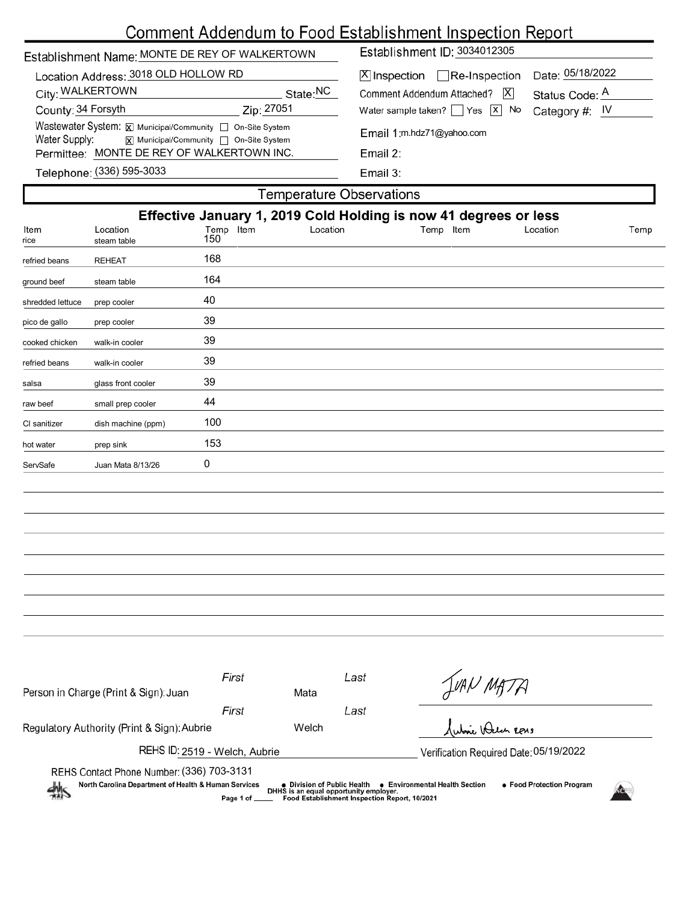# Comment Addendum to Food Establishment Inspection Report

**Establishment Name:** MONTE DE REY OF WALKERTOWN

**Establishment ID:** 3034012305

**Location Address:** 3018 OLD HOLLOW RD

**City:** WALKERTOWN **State:** NC

**County:** 34 Forsyth **Zip:** 27051

**Wastewater System:** [X] Municipal/Community [ ] On-Site System

**Water Supply:** [X] Municipal/Community [ ] On-Site System

**Permittee:** MONTE DE REY OF WALKERTOWN INC.

**Telephone:** (336) 595-3033

[X] Inspection [ ] Re-Inspection **Date:** 05/18/2022

**Comment Addendum Attached?** [X] **Status Code:** A

**Water sample taken?** [ ] Yes [X] No **Category #:** IV

**Email 1:** m.hdz71@yahoo.com

**Email 2:**

**Email 3:**

## Temperature Observations

**Effective January 1, 2019 Cold Holding is now 41 degrees or less**

| Item | Location | Temp | Item | Location | Temp | Item | Location | Temp |
|---|---|---|---|---|---|---|---|---|
| rice | steam table | 150 | | | | | | |
| refried beans | REHEAT | 168 | | | | | | |
| ground beef | steam table | 164 | | | | | | |
| shredded lettuce | prep cooler | 40 | | | | | | |
| pico de gallo | prep cooler | 39 | | | | | | |
| cooked chicken | walk-in cooler | 39 | | | | | | |
| refried beans | walk-in cooler | 39 | | | | | | |
| salsa | glass front cooler | 39 | | | | | | |
| raw beef | small prep cooler | 44 | | | | | | |
| Cl sanitizer | dish machine (ppm) | 100 | | | | | | |
| hot water | prep sink | 153 | | | | | | |
| ServSafe | Juan Mata 8/13/26 | 0 | | | | | | |

**Person in Charge (Print & Sign):** First: Juan Last: Mata — *JUAN MATA*

**Regulatory Authority (Print & Sign):** First: Aubrie Last: Welch — *Aubrie Welch REHS*

**REHS ID:** 2519 - Welch, Aubrie

**Verification Required Date:** 05/19/2022

**REHS Contact Phone Number:** (336) 703-3131

North Carolina Department of Health & Human Services • Division of Public Health • Environmental Health Section • Food Protection Program

DHHS is an equal opportunity employer.

Food Establishment Inspection Report, 10/2021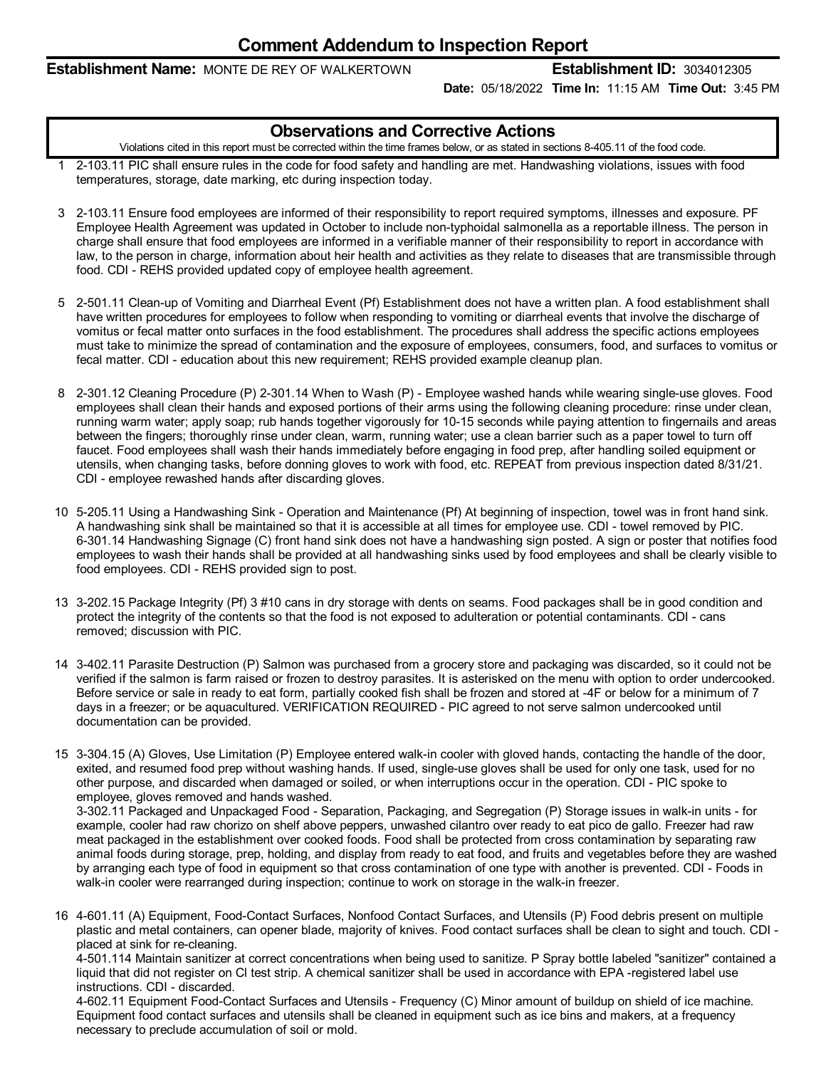# Comment Addendum to Inspection Report

**Establishment Name:** MONTE DE REY OF WALKERTOWN **Establishment ID:** 3034012305

**Date:** 05/18/2022 **Time In:** 11:15 AM **Time Out:** 3:45 PM

## Observations and Corrective Actions

Violations cited in this report must be corrected within the time frames below, or as stated in sections 8-405.11 of the food code.

1 2-103.11 PIC shall ensure rules in the code for food safety and handling are met. Handwashing violations, issues with food temperatures, storage, date marking, etc during inspection today.

3 2-103.11 Ensure food employees are informed of their responsibility to report required symptoms, illnesses and exposure. PF Employee Health Agreement was updated in October to include non-typhoidal salmonella as a reportable illness. The person in charge shall ensure that food employees are informed in a verifiable manner of their responsibility to report in accordance with law, to the person in charge, information about heir health and activities as they relate to diseases that are transmissible through food. CDI - REHS provided updated copy of employee health agreement.

5 2-501.11 Clean-up of Vomiting and Diarrheal Event (Pf) Establishment does not have a written plan. A food establishment shall have written procedures for employees to follow when responding to vomiting or diarrheal events that involve the discharge of vomitus or fecal matter onto surfaces in the food establishment. The procedures shall address the specific actions employees must take to minimize the spread of contamination and the exposure of employees, consumers, food, and surfaces to vomitus or fecal matter. CDI - education about this new requirement; REHS provided example cleanup plan.

8 2-301.12 Cleaning Procedure (P) 2-301.14 When to Wash (P) - Employee washed hands while wearing single-use gloves. Food employees shall clean their hands and exposed portions of their arms using the following cleaning procedure: rinse under clean, running warm water; apply soap; rub hands together vigorously for 10-15 seconds while paying attention to fingernails and areas between the fingers; thoroughly rinse under clean, warm, running water; use a clean barrier such as a paper towel to turn off faucet. Food employees shall wash their hands immediately before engaging in food prep, after handling soiled equipment or utensils, when changing tasks, before donning gloves to work with food, etc. REPEAT from previous inspection dated 8/31/21. CDI - employee rewashed hands after discarding gloves.

10 5-205.11 Using a Handwashing Sink - Operation and Maintenance (Pf) At beginning of inspection, towel was in front hand sink. A handwashing sink shall be maintained so that it is accessible at all times for employee use. CDI - towel removed by PIC. 6-301.14 Handwashing Signage (C) front hand sink does not have a handwashing sign posted. A sign or poster that notifies food employees to wash their hands shall be provided at all handwashing sinks used by food employees and shall be clearly visible to food employees. CDI - REHS provided sign to post.

13 3-202.15 Package Integrity (Pf) 3 #10 cans in dry storage with dents on seams. Food packages shall be in good condition and protect the integrity of the contents so that the food is not exposed to adulteration or potential contaminants. CDI - cans removed; discussion with PIC.

14 3-402.11 Parasite Destruction (P) Salmon was purchased from a grocery store and packaging was discarded, so it could not be verified if the salmon is farm raised or frozen to destroy parasites. It is asterisked on the menu with option to order undercooked. Before service or sale in ready to eat form, partially cooked fish shall be frozen and stored at -4F or below for a minimum of 7 days in a freezer; or be aquacultured. VERIFICATION REQUIRED - PIC agreed to not serve salmon undercooked until documentation can be provided.

15 3-304.15 (A) Gloves, Use Limitation (P) Employee entered walk-in cooler with gloved hands, contacting the handle of the door, exited, and resumed food prep without washing hands. If used, single-use gloves shall be used for only one task, used for no other purpose, and discarded when damaged or soiled, or when interruptions occur in the operation. CDI - PIC spoke to employee, gloves removed and hands washed.
3-302.11 Packaged and Unpackaged Food - Separation, Packaging, and Segregation (P) Storage issues in walk-in units - for example, cooler had raw chorizo on shelf above peppers, unwashed cilantro over ready to eat pico de gallo. Freezer had raw meat packaged in the establishment over cooked foods. Food shall be protected from cross contamination by separating raw animal foods during storage, prep, holding, and display from ready to eat food, and fruits and vegetables before they are washed by arranging each type of food in equipment so that cross contamination of one type with another is prevented. CDI - Foods in walk-in cooler were rearranged during inspection; continue to work on storage in the walk-in freezer.

16 4-601.11 (A) Equipment, Food-Contact Surfaces, Nonfood Contact Surfaces, and Utensils (P) Food debris present on multiple plastic and metal containers, can opener blade, majority of knives. Food contact surfaces shall be clean to sight and touch. CDI - placed at sink for re-cleaning.
4-501.114 Maintain sanitizer at correct concentrations when being used to sanitize. P Spray bottle labeled "sanitizer" contained a liquid that did not register on Cl test strip. A chemical sanitizer shall be used in accordance with EPA -registered label use instructions. CDI - discarded.
4-602.11 Equipment Food-Contact Surfaces and Utensils - Frequency (C) Minor amount of buildup on shield of ice machine. Equipment food contact surfaces and utensils shall be cleaned in equipment such as ice bins and makers, at a frequency necessary to preclude accumulation of soil or mold.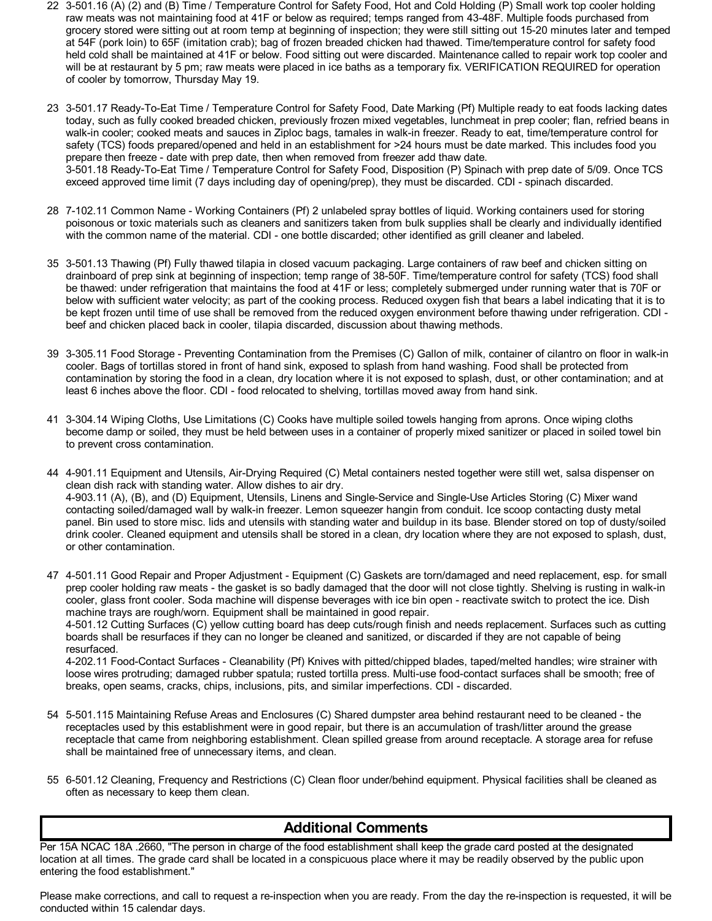22 3-501.16 (A) (2) and (B) Time / Temperature Control for Safety Food, Hot and Cold Holding (P) Small work top cooler holding raw meats was not maintaining food at 41F or below as required; temps ranged from 43-48F. Multiple foods purchased from grocery stored were sitting out at room temp at beginning of inspection; they were still sitting out 15-20 minutes later and temped at 54F (pork loin) to 65F (imitation crab); bag of frozen breaded chicken had thawed. Time/temperature control for safety food held cold shall be maintained at 41F or below. Food sitting out were discarded. Maintenance called to repair work top cooler and will be at restaurant by 5 pm; raw meats were placed in ice baths as a temporary fix. VERIFICATION REQUIRED for operation of cooler by tomorrow, Thursday May 19.

23 3-501.17 Ready-To-Eat Time / Temperature Control for Safety Food, Date Marking (Pf) Multiple ready to eat foods lacking dates today, such as fully cooked breaded chicken, previously frozen mixed vegetables, lunchmeat in prep cooler; flan, refried beans in walk-in cooler; cooked meats and sauces in Ziploc bags, tamales in walk-in freezer. Ready to eat, time/temperature control for safety (TCS) foods prepared/opened and held in an establishment for >24 hours must be date marked. This includes food you prepare then freeze - date with prep date, then when removed from freezer add thaw date.
3-501.18 Ready-To-Eat Time / Temperature Control for Safety Food, Disposition (P) Spinach with prep date of 5/09. Once TCS exceed approved time limit (7 days including day of opening/prep), they must be discarded. CDI - spinach discarded.

28 7-102.11 Common Name - Working Containers (Pf) 2 unlabeled spray bottles of liquid. Working containers used for storing poisonous or toxic materials such as cleaners and sanitizers taken from bulk supplies shall be clearly and individually identified with the common name of the material. CDI - one bottle discarded; other identified as grill cleaner and labeled.

35 3-501.13 Thawing (Pf) Fully thawed tilapia in closed vacuum packaging. Large containers of raw beef and chicken sitting on drainboard of prep sink at beginning of inspection; temp range of 38-50F. Time/temperature control for safety (TCS) food shall be thawed: under refrigeration that maintains the food at 41F or less; completely submerged under running water that is 70F or below with sufficient water velocity; as part of the cooking process. Reduced oxygen fish that bears a label indicating that it is to be kept frozen until time of use shall be removed from the reduced oxygen environment before thawing under refrigeration. CDI - beef and chicken placed back in cooler, tilapia discarded, discussion about thawing methods.

39 3-305.11 Food Storage - Preventing Contamination from the Premises (C) Gallon of milk, container of cilantro on floor in walk-in cooler. Bags of tortillas stored in front of hand sink, exposed to splash from hand washing. Food shall be protected from contamination by storing the food in a clean, dry location where it is not exposed to splash, dust, or other contamination; and at least 6 inches above the floor. CDI - food relocated to shelving, tortillas moved away from hand sink.

41 3-304.14 Wiping Cloths, Use Limitations (C) Cooks have multiple soiled towels hanging from aprons. Once wiping cloths become damp or soiled, they must be held between uses in a container of properly mixed sanitizer or placed in soiled towel bin to prevent cross contamination.

44 4-901.11 Equipment and Utensils, Air-Drying Required (C) Metal containers nested together were still wet, salsa dispenser on clean dish rack with standing water. Allow dishes to air dry.
4-903.11 (A), (B), and (D) Equipment, Utensils, Linens and Single-Service and Single-Use Articles Storing (C) Mixer wand contacting soiled/damaged wall by walk-in freezer. Lemon squeezer hangin from conduit. Ice scoop contacting dusty metal panel. Bin used to store misc. lids and utensils with standing water and buildup in its base. Blender stored on top of dusty/soiled drink cooler. Cleaned equipment and utensils shall be stored in a clean, dry location where they are not exposed to splash, dust, or other contamination.

47 4-501.11 Good Repair and Proper Adjustment - Equipment (C) Gaskets are torn/damaged and need replacement, esp. for small prep cooler holding raw meats - the gasket is so badly damaged that the door will not close tightly. Shelving is rusting in walk-in cooler, glass front cooler. Soda machine will dispense beverages with ice bin open - reactivate switch to protect the ice. Dish machine trays are rough/worn. Equipment shall be maintained in good repair.
4-501.12 Cutting Surfaces (C) yellow cutting board has deep cuts/rough finish and needs replacement. Surfaces such as cutting boards shall be resurfaces if they can no longer be cleaned and sanitized, or discarded if they are not capable of being resurfaced.
4-202.11 Food-Contact Surfaces - Cleanability (Pf) Knives with pitted/chipped blades, taped/melted handles; wire strainer with loose wires protruding; damaged rubber spatula; rusted tortilla press. Multi-use food-contact surfaces shall be smooth; free of breaks, open seams, cracks, chips, inclusions, pits, and similar imperfections. CDI - discarded.

54 5-501.115 Maintaining Refuse Areas and Enclosures (C) Shared dumpster area behind restaurant need to be cleaned - the receptacles used by this establishment were in good repair, but there is an accumulation of trash/litter around the grease receptacle that came from neighboring establishment. Clean spilled grease from around receptacle. A storage area for refuse shall be maintained free of unnecessary items, and clean.

55 6-501.12 Cleaning, Frequency and Restrictions (C) Clean floor under/behind equipment. Physical facilities shall be cleaned as often as necessary to keep them clean.

## Additional Comments

Per 15A NCAC 18A .2660, "The person in charge of the food establishment shall keep the grade card posted at the designated location at all times. The grade card shall be located in a conspicuous place where it may be readily observed by the public upon entering the food establishment."

Please make corrections, and call to request a re-inspection when you are ready. From the day the re-inspection is requested, it will be conducted within 15 calendar days.